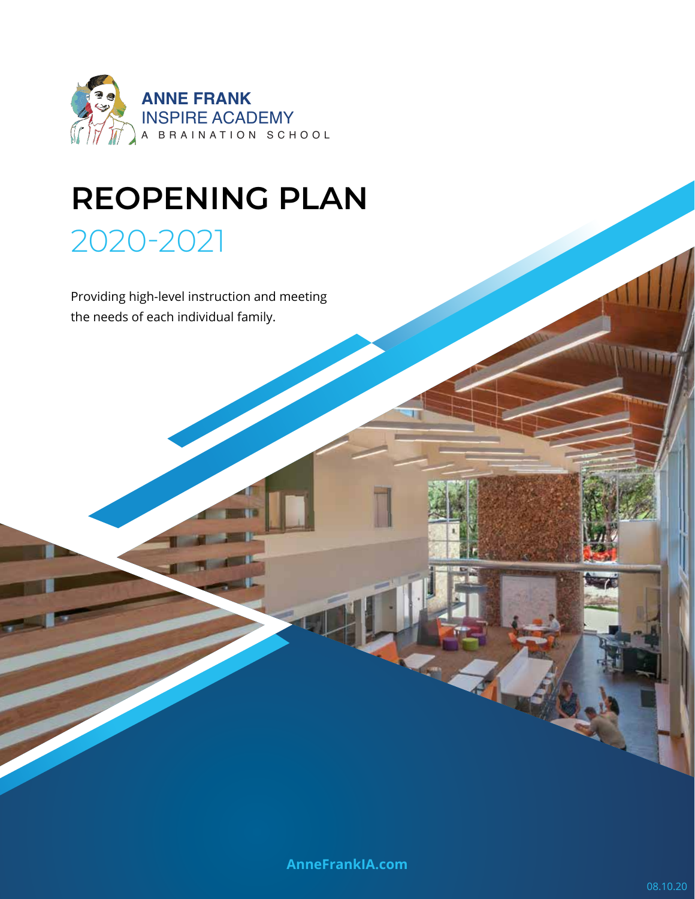ANNE FRANK
INSPIRE ACADEMY
A BRAINATION SCHOOL

# REOPENING PLAN

## 2020-2021

Providing high-level instruction and meeting the needs of each individual family.

**AnneFrankIA.com**

08.10.20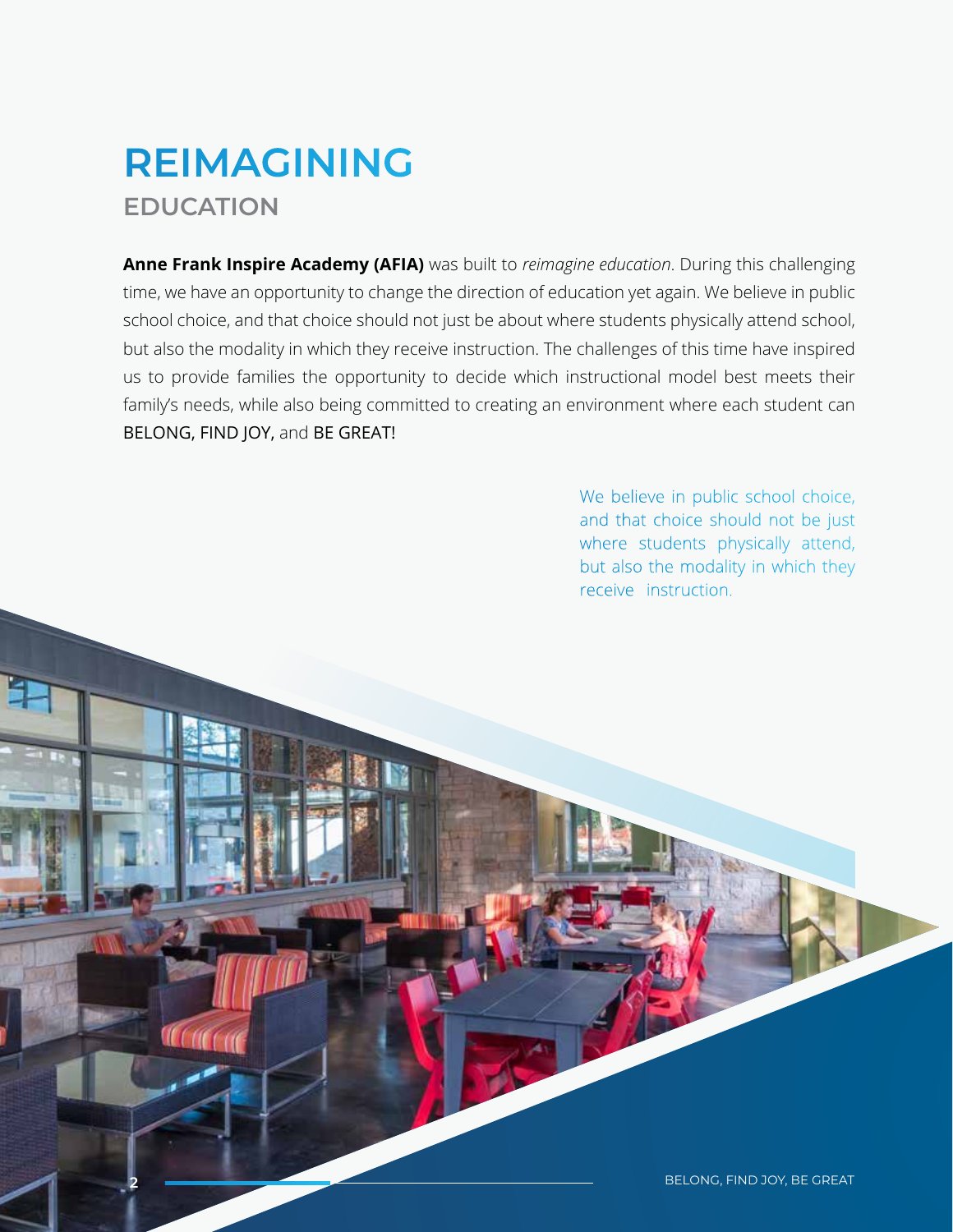# REIMAGINING
## EDUCATION

**Anne Frank Inspire Academy (AFIA)** was built to *reimagine education*. During this challenging time, we have an opportunity to change the direction of education yet again. We believe in public school choice, and that choice should not just be about where students physically attend school, but also the modality in which they receive instruction. The challenges of this time have inspired us to provide families the opportunity to decide which instructional model best meets their family's needs, while also being committed to creating an environment where each student can BELONG, FIND JOY, and BE GREAT!

We believe in public school choice, and that choice should not be just where students physically attend, but also the modality in which they receive instruction.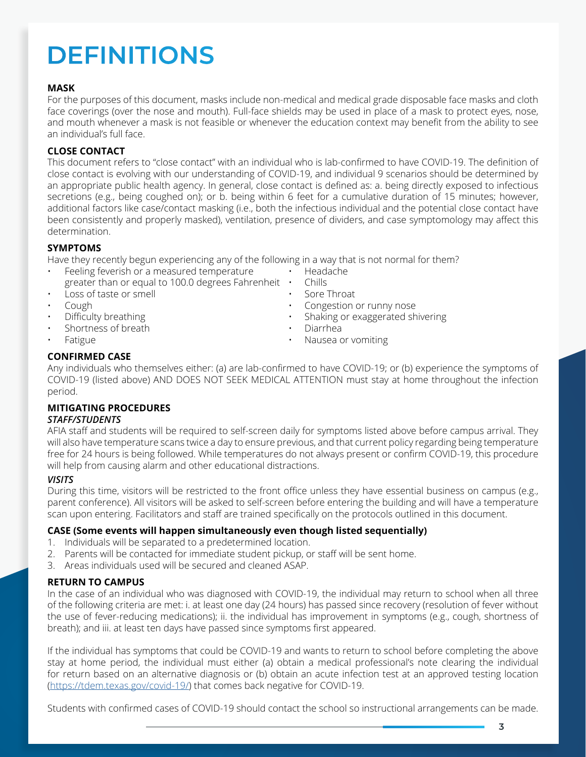# DEFINITIONS

**MASK**

For the purposes of this document, masks include non-medical and medical grade disposable face masks and cloth face coverings (over the nose and mouth). Full-face shields may be used in place of a mask to protect eyes, nose, and mouth whenever a mask is not feasible or whenever the education context may benefit from the ability to see an individual's full face.

**CLOSE CONTACT**

This document refers to "close contact" with an individual who is lab-confirmed to have COVID-19. The definition of close contact is evolving with our understanding of COVID-19, and individual 9 scenarios should be determined by an appropriate public health agency. In general, close contact is defined as: a. being directly exposed to infectious secretions (e.g., being coughed on); or b. being within 6 feet for a cumulative duration of 15 minutes; however, additional factors like case/contact masking (i.e., both the infectious individual and the potential close contact have been consistently and properly masked), ventilation, presence of dividers, and case symptomology may affect this determination.

**SYMPTOMS**

Have they recently begun experiencing any of the following in a way that is not normal for them?

- Feeling feverish or a measured temperature greater than or equal to 100.0 degrees Fahrenheit
- Loss of taste or smell
- Cough
- Difficulty breathing
- Shortness of breath
- Fatigue
- Headache
- Chills
- Sore Throat
- Congestion or runny nose
- Shaking or exaggerated shivering
- Diarrhea
- Nausea or vomiting

**CONFIRMED CASE**

Any individuals who themselves either: (a) are lab-confirmed to have COVID-19; or (b) experience the symptoms of COVID-19 (listed above) AND DOES NOT SEEK MEDICAL ATTENTION must stay at home throughout the infection period.

**MITIGATING PROCEDURES**

***STAFF/STUDENTS***

AFIA staff and students will be required to self-screen daily for symptoms listed above before campus arrival. They will also have temperature scans twice a day to ensure previous, and that current policy regarding being temperature free for 24 hours is being followed. While temperatures do not always present or confirm COVID-19, this procedure will help from causing alarm and other educational distractions.

***VISITS***

During this time, visitors will be restricted to the front office unless they have essential business on campus (e.g., parent conference). All visitors will be asked to self-screen before entering the building and will have a temperature scan upon entering. Facilitators and staff are trained specifically on the protocols outlined in this document.

**CASE (Some events will happen simultaneously even though listed sequentially)**

1. Individuals will be separated to a predetermined location.
2. Parents will be contacted for immediate student pickup, or staff will be sent home.
3. Areas individuals used will be secured and cleaned ASAP.

**RETURN TO CAMPUS**

In the case of an individual who was diagnosed with COVID-19, the individual may return to school when all three of the following criteria are met: i. at least one day (24 hours) has passed since recovery (resolution of fever without the use of fever-reducing medications); ii. the individual has improvement in symptoms (e.g., cough, shortness of breath); and iii. at least ten days have passed since symptoms first appeared.

If the individual has symptoms that could be COVID-19 and wants to return to school before completing the above stay at home period, the individual must either (a) obtain a medical professional's note clearing the individual for return based on an alternative diagnosis or (b) obtain an acute infection test at an approved testing location (https://tdem.texas.gov/covid-19/) that comes back negative for COVID-19.

Students with confirmed cases of COVID-19 should contact the school so instructional arrangements can be made.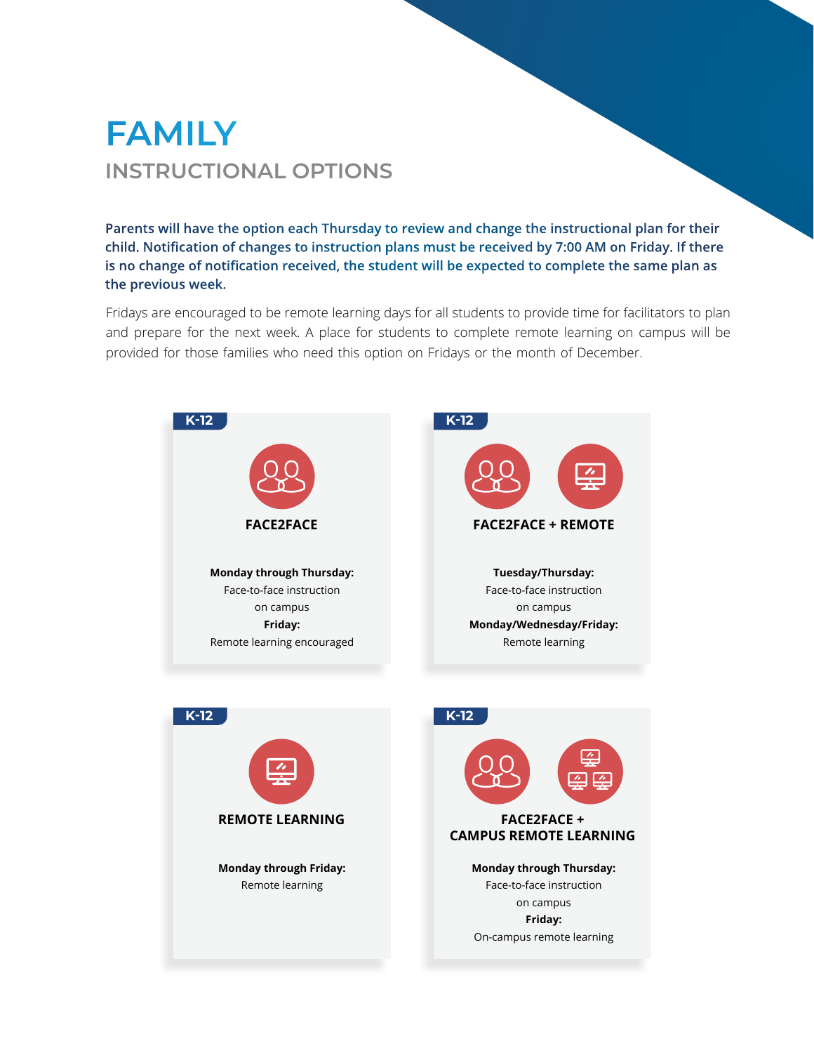# FAMILY

## INSTRUCTIONAL OPTIONS

**Parents will have the option each Thursday to review and change the instructional plan for their child. Notification of changes to instruction plans must be received by 7:00 AM on Friday. If there is no change of notification received, the student will be expected to complete the same plan as the previous week.**

Fridays are encouraged to be remote learning days for all students to provide time for facilitators to plan and prepare for the next week. A place for students to complete remote learning on campus will be provided for those families who need this option on Fridays or the month of December.

K-12

### FACE2FACE

**Monday through Thursday:**
Face-to-face instruction on campus
**Friday:**
Remote learning encouraged

K-12

### FACE2FACE + REMOTE

**Tuesday/Thursday:**
Face-to-face instruction on campus
**Monday/Wednesday/Friday:**
Remote learning

K-12

### REMOTE LEARNING

**Monday through Friday:**
Remote learning

K-12

### FACE2FACE + CAMPUS REMOTE LEARNING

**Monday through Thursday:**
Face-to-face instruction on campus
**Friday:**
On-campus remote learning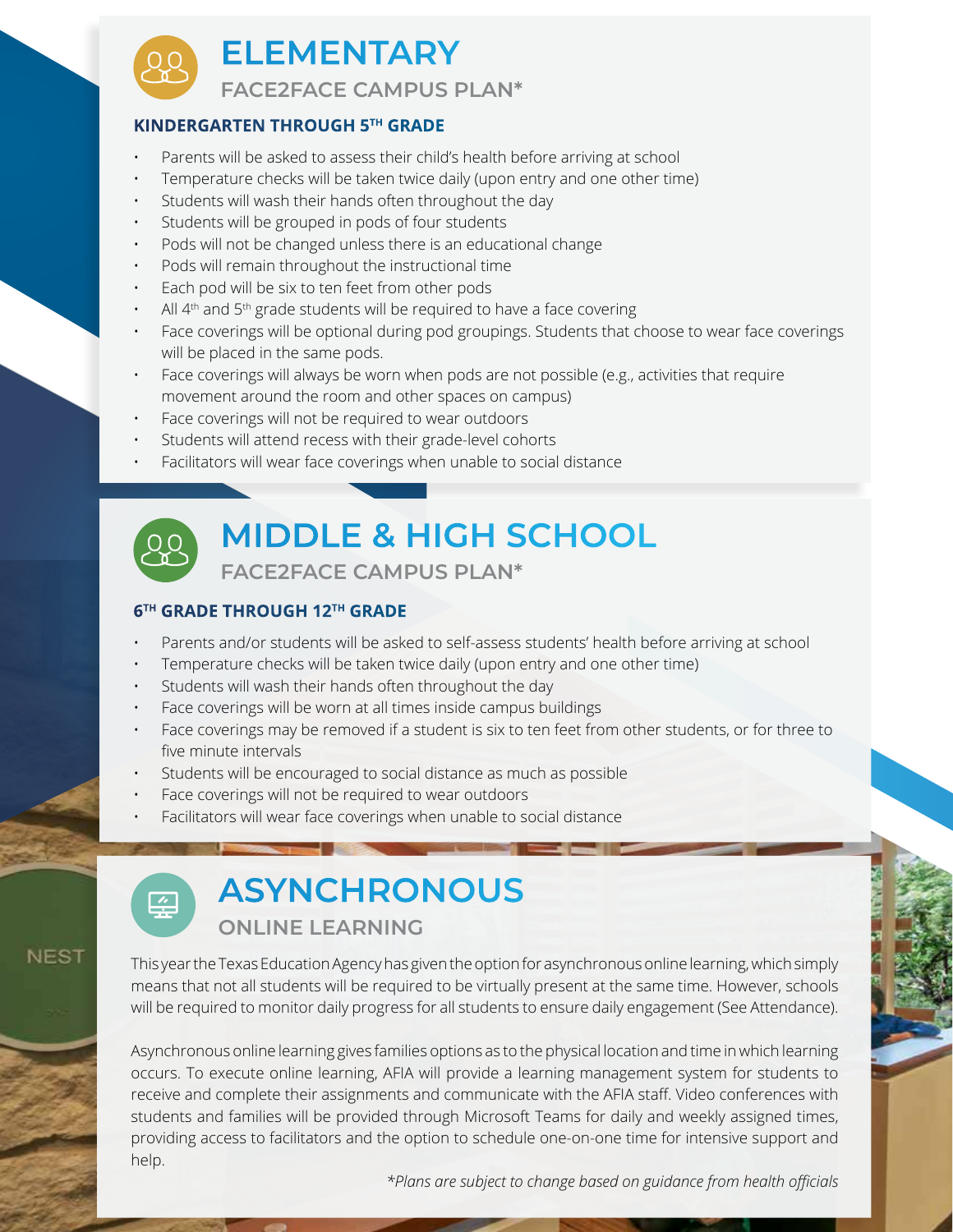# ELEMENTARY

## FACE2FACE CAMPUS PLAN*

### KINDERGARTEN THROUGH 5TH GRADE

- Parents will be asked to assess their child's health before arriving at school
- Temperature checks will be taken twice daily (upon entry and one other time)
- Students will wash their hands often throughout the day
- Students will be grouped in pods of four students
- Pods will not be changed unless there is an educational change
- Pods will remain throughout the instructional time
- Each pod will be six to ten feet from other pods
- All 4th and 5th grade students will be required to have a face covering
- Face coverings will be optional during pod groupings. Students that choose to wear face coverings will be placed in the same pods.
- Face coverings will always be worn when pods are not possible (e.g., activities that require movement around the room and other spaces on campus)
- Face coverings will not be required to wear outdoors
- Students will attend recess with their grade-level cohorts
- Facilitators will wear face coverings when unable to social distance

# MIDDLE & HIGH SCHOOL

## FACE2FACE CAMPUS PLAN*

### 6TH GRADE THROUGH 12TH GRADE

- Parents and/or students will be asked to self-assess students' health before arriving at school
- Temperature checks will be taken twice daily (upon entry and one other time)
- Students will wash their hands often throughout the day
- Face coverings will be worn at all times inside campus buildings
- Face coverings may be removed if a student is six to ten feet from other students, or for three to five minute intervals
- Students will be encouraged to social distance as much as possible
- Face coverings will not be required to wear outdoors
- Facilitators will wear face coverings when unable to social distance

# ASYNCHRONOUS

## ONLINE LEARNING

This year the Texas Education Agency has given the option for asynchronous online learning, which simply means that not all students will be required to be virtually present at the same time. However, schools will be required to monitor daily progress for all students to ensure daily engagement (See Attendance).

Asynchronous online learning gives families options as to the physical location and time in which learning occurs. To execute online learning, AFIA will provide a learning management system for students to receive and complete their assignments and communicate with the AFIA staff. Video conferences with students and families will be provided through Microsoft Teams for daily and weekly assigned times, providing access to facilitators and the option to schedule one-on-one time for intensive support and help.

*\*Plans are subject to change based on guidance from health officials*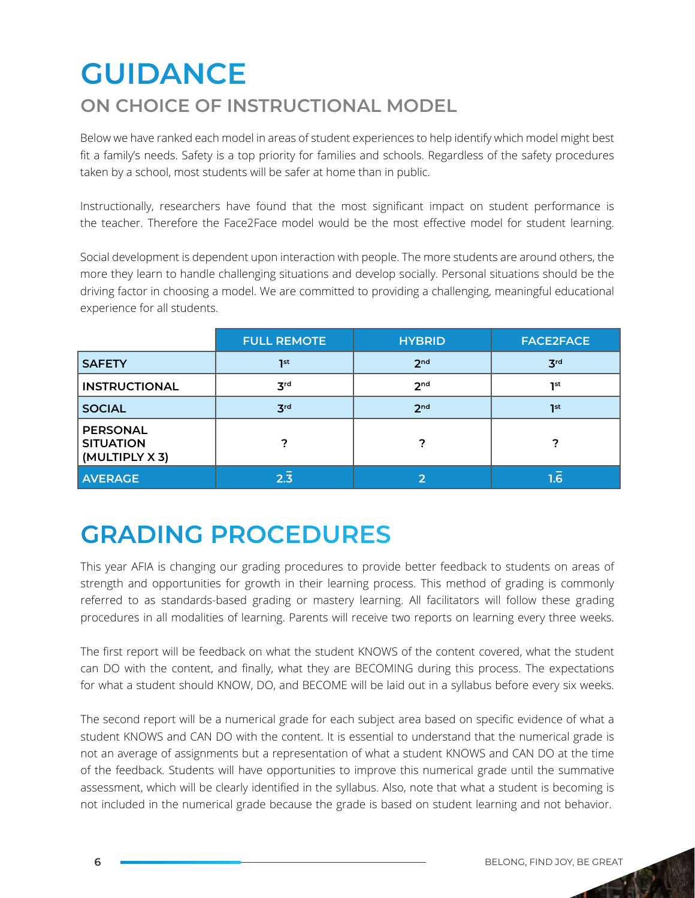# GUIDANCE

## ON CHOICE OF INSTRUCTIONAL MODEL

Below we have ranked each model in areas of student experiences to help identify which model might best fit a family's needs. Safety is a top priority for families and schools. Regardless of the safety procedures taken by a school, most students will be safer at home than in public.

Instructionally, researchers have found that the most significant impact on student performance is the teacher. Therefore the Face2Face model would be the most effective model for student learning.

Social development is dependent upon interaction with people. The more students are around others, the more they learn to handle challenging situations and develop socially. Personal situations should be the driving factor in choosing a model. We are committed to providing a challenging, meaningful educational experience for all students.

| | FULL REMOTE | HYBRID | FACE2FACE |
|---|---|---|---|
| **SAFETY** | 1st | 2nd | 3rd |
| **INSTRUCTIONAL** | 3rd | 2nd | 1st |
| **SOCIAL** | 3rd | 2nd | 1st |
| **PERSONAL SITUATION (MULTIPLY X 3)** | ? | ? | ? |
| **AVERAGE** | $2.\overline{3}$ | 2 | $1.\overline{6}$ |

# GRADING PROCEDURES

This year AFIA is changing our grading procedures to provide better feedback to students on areas of strength and opportunities for growth in their learning process. This method of grading is commonly referred to as standards-based grading or mastery learning. All facilitators will follow these grading procedures in all modalities of learning. Parents will receive two reports on learning every three weeks.

The first report will be feedback on what the student KNOWS of the content covered, what the student can DO with the content, and finally, what they are BECOMING during this process. The expectations for what a student should KNOW, DO, and BECOME will be laid out in a syllabus before every six weeks.

The second report will be a numerical grade for each subject area based on specific evidence of what a student KNOWS and CAN DO with the content. It is essential to understand that the numerical grade is not an average of assignments but a representation of what a student KNOWS and CAN DO at the time of the feedback. Students will have opportunities to improve this numerical grade until the summative assessment, which will be clearly identified in the syllabus. Also, note that what a student is becoming is not included in the numerical grade because the grade is based on student learning and not behavior.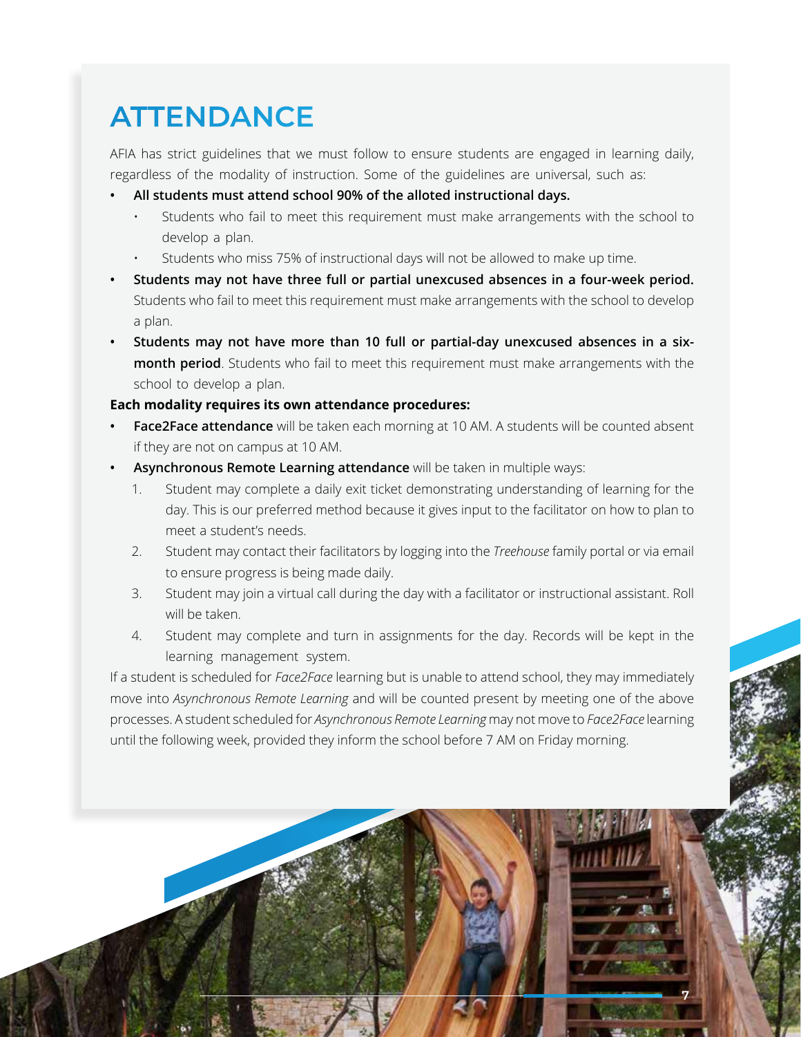# ATTENDANCE

AFIA has strict guidelines that we must follow to ensure students are engaged in learning daily, regardless of the modality of instruction. Some of the guidelines are universal, such as:

- **All students must attend school 90% of the alloted instructional days.**
  - Students who fail to meet this requirement must make arrangements with the school to develop a plan.
  - Students who miss 75% of instructional days will not be allowed to make up time.
- **Students may not have three full or partial unexcused absences in a four-week period.** Students who fail to meet this requirement must make arrangements with the school to develop a plan.
- **Students may not have more than 10 full or partial-day unexcused absences in a six-month period**. Students who fail to meet this requirement must make arrangements with the school to develop a plan.

**Each modality requires its own attendance procedures:**

- **Face2Face attendance** will be taken each morning at 10 AM. A students will be counted absent if they are not on campus at 10 AM.
- **Asynchronous Remote Learning attendance** will be taken in multiple ways:
  1. Student may complete a daily exit ticket demonstrating understanding of learning for the day. This is our preferred method because it gives input to the facilitator on how to plan to meet a student's needs.
  2. Student may contact their facilitators by logging into the *Treehouse* family portal or via email to ensure progress is being made daily.
  3. Student may join a virtual call during the day with a facilitator or instructional assistant. Roll will be taken.
  4. Student may complete and turn in assignments for the day. Records will be kept in the learning management system.

If a student is scheduled for *Face2Face* learning but is unable to attend school, they may immediately move into *Asynchronous Remote Learning* and will be counted present by meeting one of the above processes. A student scheduled for *Asynchronous Remote Learning* may not move to *Face2Face* learning until the following week, provided they inform the school before 7 AM on Friday morning.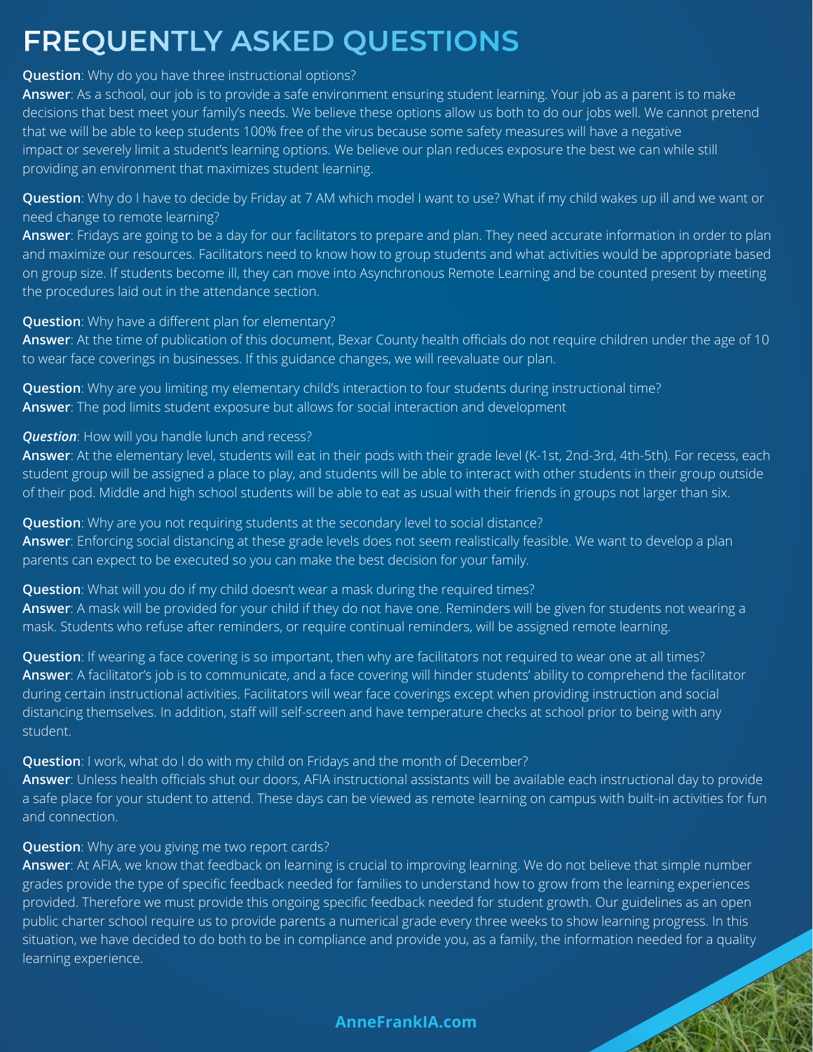# FREQUENTLY ASKED QUESTIONS

**Question**: Why do you have three instructional options?
**Answer**: As a school, our job is to provide a safe environment ensuring student learning. Your job as a parent is to make decisions that best meet your family's needs. We believe these options allow us both to do our jobs well. We cannot pretend that we will be able to keep students 100% free of the virus because some safety measures will have a negative impact or severely limit a student's learning options. We believe our plan reduces exposure the best we can while still providing an environment that maximizes student learning.

**Question**: Why do I have to decide by Friday at 7 AM which model I want to use? What if my child wakes up ill and we want or need change to remote learning?
**Answer**: Fridays are going to be a day for our facilitators to prepare and plan. They need accurate information in order to plan and maximize our resources. Facilitators need to know how to group students and what activities would be appropriate based on group size. If students become ill, they can move into Asynchronous Remote Learning and be counted present by meeting the procedures laid out in the attendance section.

**Question**: Why have a different plan for elementary?
**Answer**: At the time of publication of this document, Bexar County health officials do not require children under the age of 10 to wear face coverings in businesses. If this guidance changes, we will reevaluate our plan.

**Question**: Why are you limiting my elementary child's interaction to four students during instructional time?
**Answer**: The pod limits student exposure but allows for social interaction and development

***Question***: How will you handle lunch and recess?
**Answer**: At the elementary level, students will eat in their pods with their grade level (K-1st, 2nd-3rd, 4th-5th). For recess, each student group will be assigned a place to play, and students will be able to interact with other students in their group outside of their pod. Middle and high school students will be able to eat as usual with their friends in groups not larger than six.

**Question**: Why are you not requiring students at the secondary level to social distance?
**Answer**: Enforcing social distancing at these grade levels does not seem realistically feasible. We want to develop a plan parents can expect to be executed so you can make the best decision for your family.

**Question**: What will you do if my child doesn't wear a mask during the required times?
**Answer**: A mask will be provided for your child if they do not have one. Reminders will be given for students not wearing a mask. Students who refuse after reminders, or require continual reminders, will be assigned remote learning.

**Question**: If wearing a face covering is so important, then why are facilitators not required to wear one at all times?
**Answer**: A facilitator's job is to communicate, and a face covering will hinder students' ability to comprehend the facilitator during certain instructional activities. Facilitators will wear face coverings except when providing instruction and social distancing themselves. In addition, staff will self-screen and have temperature checks at school prior to being with any student.

**Question**: I work, what do I do with my child on Fridays and the month of December?
**Answer**: Unless health officials shut our doors, AFIA instructional assistants will be available each instructional day to provide a safe place for your student to attend. These days can be viewed as remote learning on campus with built-in activities for fun and connection.

**Question**: Why are you giving me two report cards?
**Answer**: At AFIA, we know that feedback on learning is crucial to improving learning. We do not believe that simple number grades provide the type of specific feedback needed for families to understand how to grow from the learning experiences provided. Therefore we must provide this ongoing specific feedback needed for student growth. Our guidelines as an open public charter school require us to provide parents a numerical grade every three weeks to show learning progress. In this situation, we have decided to do both to be in compliance and provide you, as a family, the information needed for a quality learning experience.

**AnneFrankIA.com**